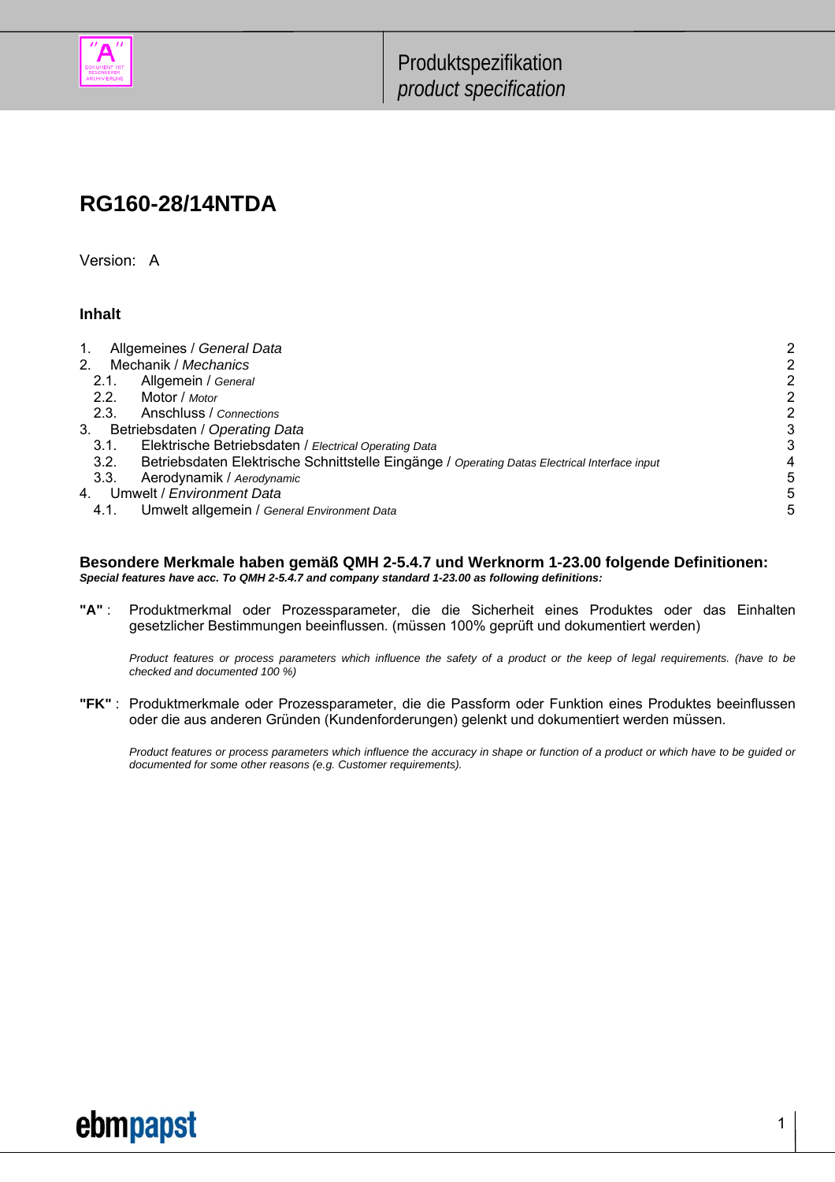Produktspezifikation
*product specification*

# RG160-28/14NTDA

Version: A

### Inhalt

| | | |
|---|---|---|
| 1. | Allgemeines / *General Data* | 2 |
| 2. | Mechanik / *Mechanics* | 2 |
| 2.1. | Allgemein / *General* | 2 |
| 2.2. | Motor / *Motor* | 2 |
| 2.3. | Anschluss / *Connections* | 2 |
| 3. | Betriebsdaten / *Operating Data* | 3 |
| 3.1. | Elektrische Betriebsdaten / *Electrical Operating Data* | 3 |
| 3.2. | Betriebsdaten Elektrische Schnittstelle Eingänge / *Operating Datas Electrical Interface input* | 4 |
| 3.3. | Aerodynamik / *Aerodynamic* | 5 |
| 4. | Umwelt / *Environment Data* | 5 |
| 4.1. | Umwelt allgemein / *General Environment Data* | 5 |

**Besondere Merkmale haben gemäß QMH 2-5.4.7 und Werknorm 1-23.00 folgende Definitionen:**
***Special features have acc. To QMH 2-5.4.7 and company standard 1-23.00 as following definitions:***

**"A"** : Produktmerkmal oder Prozessparameter, die die Sicherheit eines Produktes oder das Einhalten gesetzlicher Bestimmungen beeinflussen. (müssen 100% geprüft und dokumentiert werden)

*Product features or process parameters which influence the safety of a product or the keep of legal requirements. (have to be checked and documented 100 %)*

**"FK"** : Produktmerkmale oder Prozessparameter, die die Passform oder Funktion eines Produktes beeinflussen oder die aus anderen Gründen (Kundenforderungen) gelenkt und dokumentiert werden müssen.

*Product features or process parameters which influence the accuracy in shape or function of a product or which have to be guided or documented for some other reasons (e.g. Customer requirements).*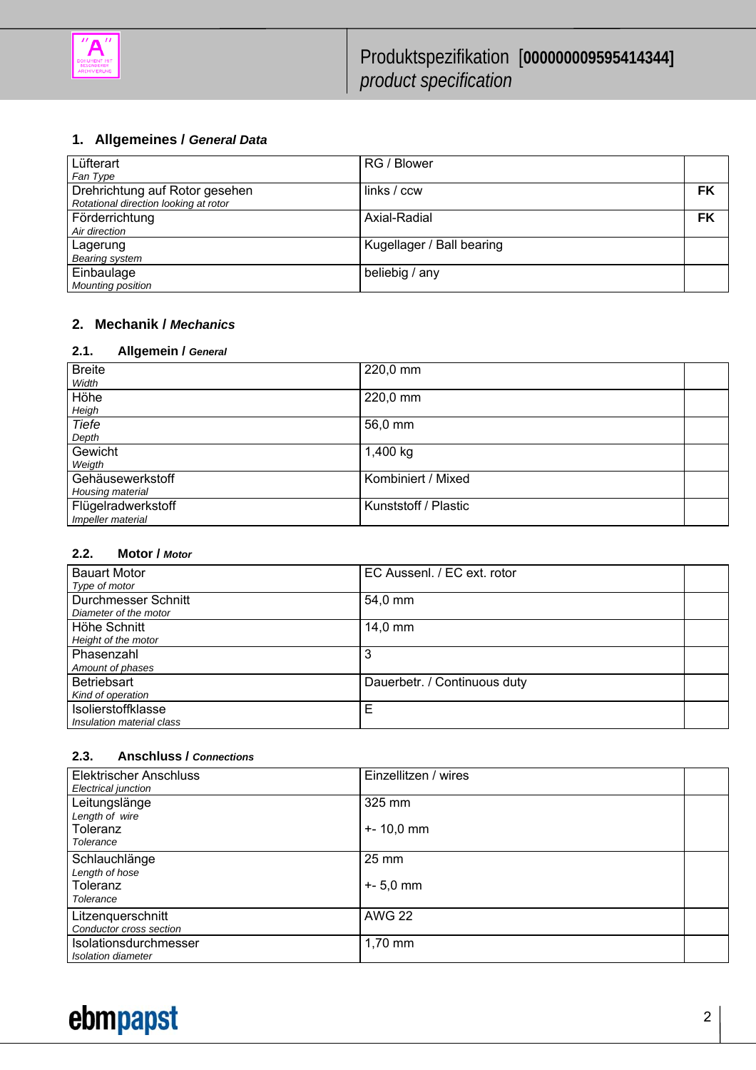# Produktspezifikation [000000009595414344]
*product specification*

## 1. Allgemeines / *General Data*

| | | |
|---|---|---|
| Lüfterart<br>*Fan Type* | RG / Blower | |
| Drehrichtung auf Rotor gesehen<br>*Rotational direction looking at rotor* | links / ccw | **FK** |
| Förderrichtung<br>*Air direction* | Axial-Radial | **FK** |
| Lagerung<br>*Bearing system* | Kugellager / Ball bearing | |
| Einbaulage<br>*Mounting position* | beliebig / any | |

## 2. Mechanik / *Mechanics*

### 2.1. Allgemein / *General*

| | | |
|---|---|---|
| Breite<br>*Width* | 220,0 mm | |
| Höhe<br>*Heigh* | 220,0 mm | |
| *Tiefe*<br>*Depth* | 56,0 mm | |
| Gewicht<br>*Weigth* | 1,400 kg | |
| Gehäusewerkstoff<br>*Housing material* | Kombiniert / Mixed | |
| Flügelradwerkstoff<br>*Impeller material* | Kunststoff / Plastic | |

### 2.2. Motor / *Motor*

| | | |
|---|---|---|
| Bauart Motor<br>*Type of motor* | EC Aussenl. / EC ext. rotor | |
| Durchmesser Schnitt<br>*Diameter of the motor* | 54,0 mm | |
| Höhe Schnitt<br>*Height of the motor* | 14,0 mm | |
| Phasenzahl<br>*Amount of phases* | 3 | |
| Betriebsart<br>*Kind of operation* | Dauerbetr. / Continuous duty | |
| Isolierstoffklasse<br>*Insulation material class* | E | |

### 2.3. Anschluss / *Connections*

| | | |
|---|---|---|
| Elektrischer Anschluss<br>*Electrical junction* | Einzellitzen / wires | |
| Leitungslänge<br>*Length of wire*<br>Toleranz<br>*Tolerance* | 325 mm<br><br>+- 10,0 mm | |
| Schlauchlänge<br>*Length of hose*<br>Toleranz<br>*Tolerance* | 25 mm<br><br>+- 5,0 mm | |
| Litzenquerschnitt<br>*Conductor cross section* | AWG 22 | |
| Isolationsdurchmesser<br>*Isolation diameter* | 1,70 mm | |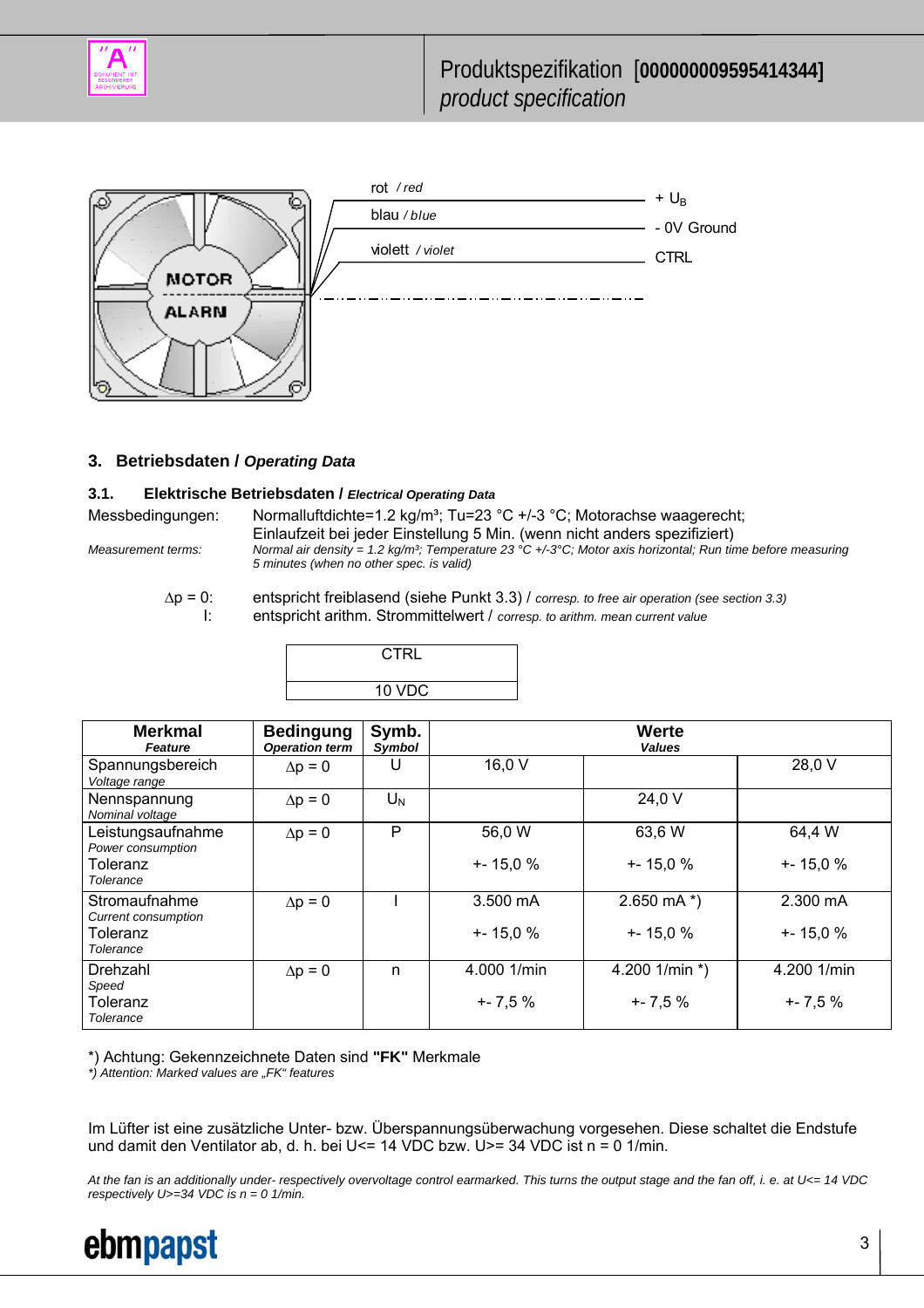| rot / *red* | + $U_B$ |
|---|---|
| blau / *blue* | - 0V Ground |
| violett / *violet* | CTRL |

## 3. Betriebsdaten / *Operating Data*

### 3.1. Elektrische Betriebsdaten / *Electrical Operating Data*

Messbedingungen: Normalluftdichte=1.2 kg/m³; Tu=23 °C +/-3 °C; Motorachse waagerecht; Einlaufzeit bei jeder Einstellung 5 Min. (wenn nicht anders spezifiziert)

*Measurement terms: Normal air density = 1.2 kg/m³; Temperature 23 °C +/-3°C; Motor axis horizontal; Run time before measuring 5 minutes (when no other spec. is valid)*

$\Delta p = 0$: entspricht freiblasend (siehe Punkt 3.3) / *corresp. to free air operation (see section 3.3)*

I: entspricht arithm. Strommittelwert / *corresp. to arithm. mean current value*

| CTRL |
|---|
| 10 VDC |

| Merkmal *Feature* | Bedingung *Operation term* | Symb. *Symbol* | Werte *Values* | | |
|---|---|---|---|---|---|
| Spannungsbereich *Voltage range* | $\Delta p = 0$ | U | 16,0 V | | 28,0 V |
| Nennspannung *Nominal voltage* | $\Delta p = 0$ | $U_N$ | | 24,0 V | |
| Leistungsaufnahme *Power consumption* Toleranz *Tolerance* | $\Delta p = 0$ | P | 56,0 W +- 15,0 % | 63,6 W +- 15,0 % | 64,4 W +- 15,0 % |
| Stromaufnahme *Current consumption* Toleranz *Tolerance* | $\Delta p = 0$ | I | 3.500 mA +- 15,0 % | 2.650 mA *) +- 15,0 % | 2.300 mA +- 15,0 % |
| Drehzahl *Speed* Toleranz *Tolerance* | $\Delta p = 0$ | n | 4.000 1/min +- 7,5 % | 4.200 1/min *) +- 7,5 % | 4.200 1/min +- 7,5 % |

*) Achtung: Gekennzeichnete Daten sind **"FK"** Merkmale
*\*) Attention: Marked values are „FK“ features*

Im Lüfter ist eine zusätzliche Unter- bzw. Überspannungsüberwachung vorgesehen. Diese schaltet die Endstufe und damit den Ventilator ab, d. h. bei U<= 14 VDC bzw. U>= 34 VDC ist n = 0 1/min.

*At the fan is an additionally under- respectively overvoltage control earmarked. This turns the output stage and the fan off, i. e. at U<= 14 VDC respectively U>=34 VDC is n = 0 1/min.*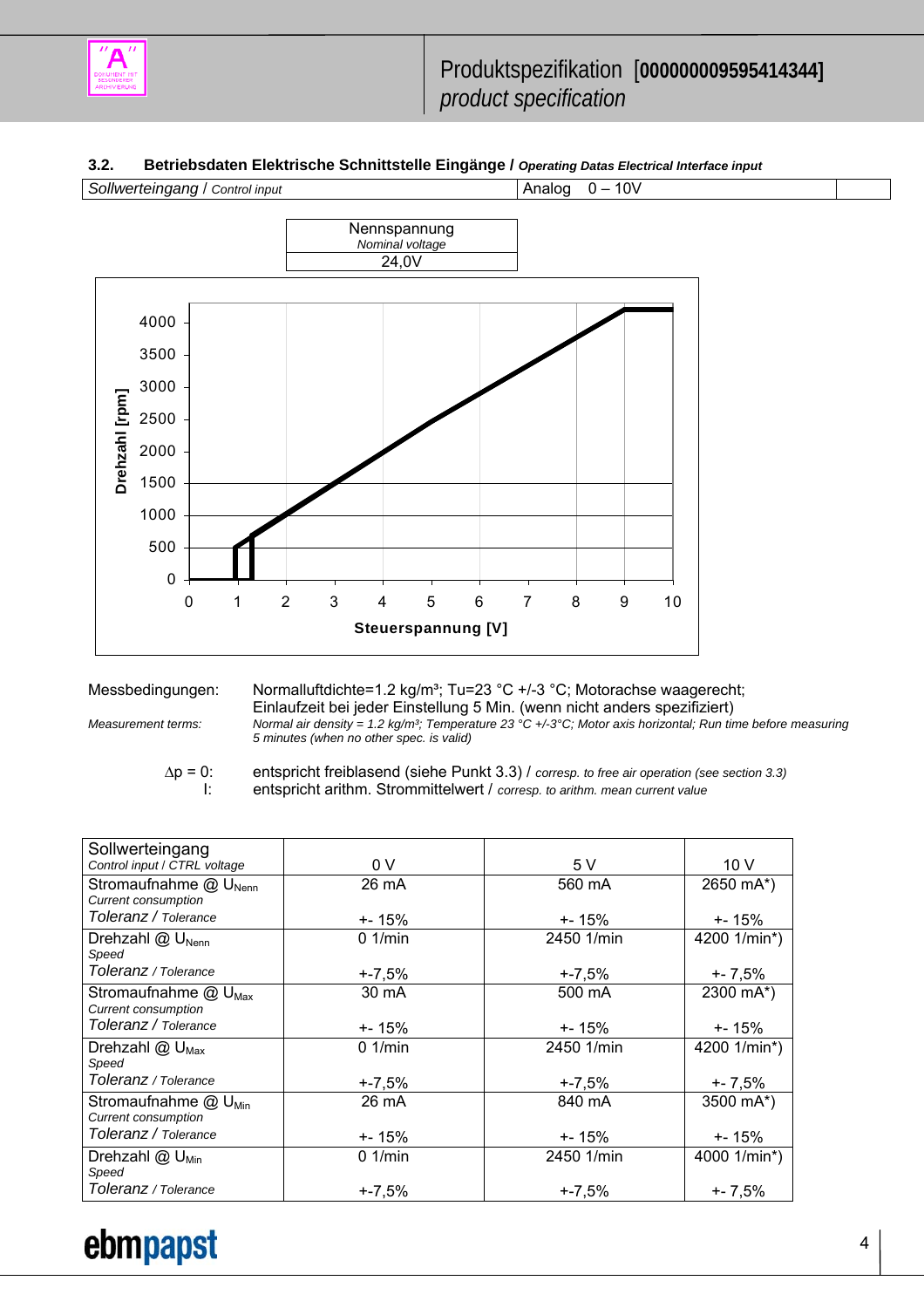### 3.2. Betriebsdaten Elektrische Schnittstelle Eingänge / *Operating Datas Electrical Interface input*

| Sollwerteingang / *Control input* | Analog 0 – 10V | |
|---|---|---|

| Nennspannung *Nominal voltage* |
|---|
| 24,0V |

Messbedingungen: Normalluftdichte=1.2 kg/m³; Tu=23 °C +/-3 °C; Motorachse waagerecht; Einlaufzeit bei jeder Einstellung 5 Min. (wenn nicht anders spezifiziert)

*Measurement terms:* *Normal air density = 1.2 kg/m³; Temperature 23 °C +/-3°C; Motor axis horizontal; Run time before measuring 5 minutes (when no other spec. is valid)*

$\Delta p = 0$: entspricht freiblasend (siehe Punkt 3.3) / *corresp. to free air operation (see section 3.3)*

I: entspricht arithm. Strommittelwert / *corresp. to arithm. mean current value*

| Sollwerteingang *Control input / CTRL voltage* | 0 V | 5 V | 10 V |
|---|---|---|---|
| Stromaufnahme @ $U_{Nenn}$ *Current consumption* Toleranz / *Tolerance* | 26 mA +- 15% | 560 mA +- 15% | 2650 mA*) +- 15% |
| Drehzahl @ $U_{Nenn}$ *Speed* Toleranz / *Tolerance* | 0 1/min +-7,5% | 2450 1/min +-7,5% | 4200 1/min*) +- 7,5% |
| Stromaufnahme @ $U_{Max}$ *Current consumption* Toleranz / *Tolerance* | 30 mA +- 15% | 500 mA +- 15% | 2300 mA*) +- 15% |
| Drehzahl @ $U_{Max}$ *Speed* Toleranz / *Tolerance* | 0 1/min +-7,5% | 2450 1/min +-7,5% | 4200 1/min*) +- 7,5% |
| Stromaufnahme @ $U_{Min}$ *Current consumption* Toleranz / *Tolerance* | 26 mA +- 15% | 840 mA +- 15% | 3500 mA*) +- 15% |
| Drehzahl @ $U_{Min}$ *Speed* Toleranz / *Tolerance* | 0 1/min +-7,5% | 2450 1/min +-7,5% | 4000 1/min*) +- 7,5% |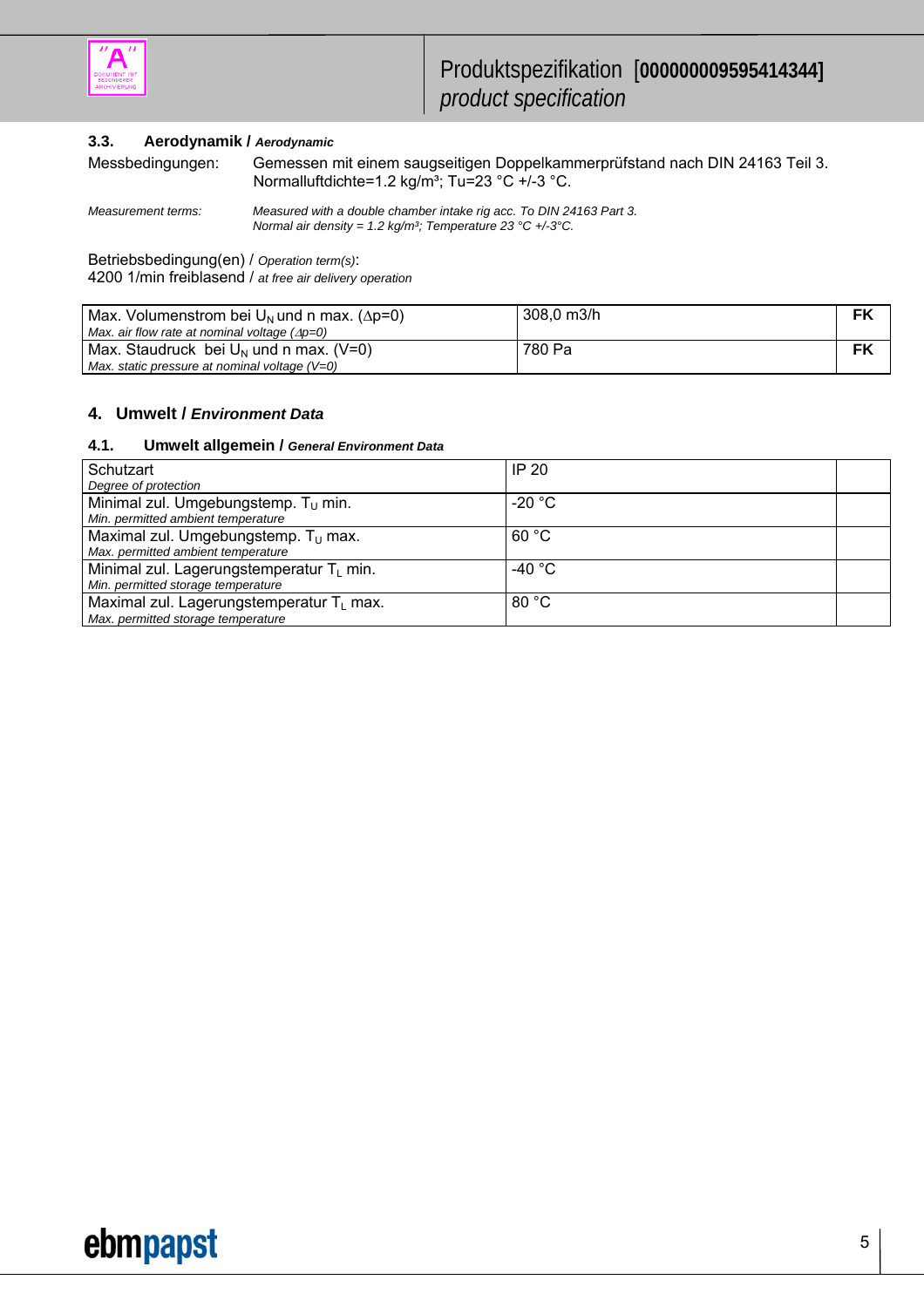### 3.3. Aerodynamik / *Aerodynamic*

Messbedingungen: Gemessen mit einem saugseitigen Doppelkammerprüfstand nach DIN 24163 Teil 3. Normalluftdichte=1.2 kg/m³; Tu=23 °C +/-3 °C.

*Measurement terms: Measured with a double chamber intake rig acc. To DIN 24163 Part 3. Normal air density = 1.2 kg/m³; Temperature 23 °C +/-3°C.*

Betriebsbedingung(en) / *Operation term(s)*:
4200 1/min freiblasend / *at free air delivery operation*

| | | |
|---|---|---|
| Max. Volumenstrom bei $U_N$ und n max. ($\Delta p=0$)<br>*Max. air flow rate at nominal voltage ($\Delta p=0$)* | 308,0 m3/h | **FK** |
| Max. Staudruck bei $U_N$ und n max. (V=0)<br>*Max. static pressure at nominal voltage (V=0)* | 780 Pa | **FK** |

## 4. Umwelt / *Environment Data*

### 4.1. Umwelt allgemein / *General Environment Data*

| | | |
|---|---|---|
| Schutzart<br>*Degree of protection* | IP 20 | |
| Minimal zul. Umgebungstemp. $T_U$ min.<br>*Min. permitted ambient temperature* | -20 °C | |
| Maximal zul. Umgebungstemp. $T_U$ max.<br>*Max. permitted ambient temperature* | 60 °C | |
| Minimal zul. Lagerungstemperatur $T_L$ min.<br>*Min. permitted storage temperature* | -40 °C | |
| Maximal zul. Lagerungstemperatur $T_L$ max.<br>*Max. permitted storage temperature* | 80 °C | |